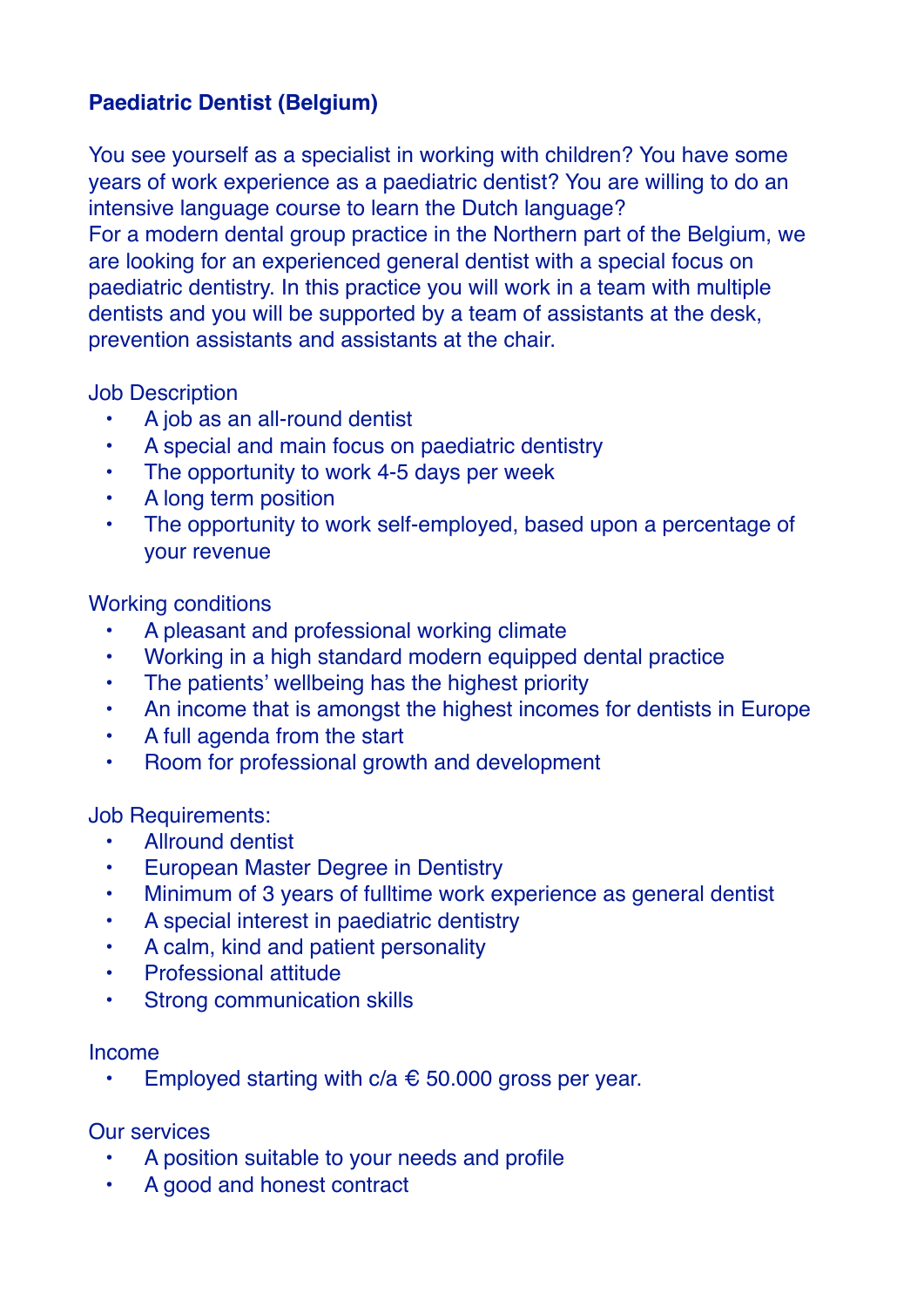**Paediatric Dentist (Belgium)**

You see yourself as a specialist in working with children? You have some years of work experience as a paediatric dentist? You are willing to do an intensive language course to learn the Dutch language?
For a modern dental group practice in the Northern part of the Belgium, we are looking for an experienced general dentist with a special focus on paediatric dentistry. In this practice you will work in a team with multiple dentists and you will be supported by a team of assistants at the desk, prevention assistants and assistants at the chair.

Job Description

- A job as an all-round dentist
- A special and main focus on paediatric dentistry
- The opportunity to work 4-5 days per week
- A long term position
- The opportunity to work self-employed, based upon a percentage of your revenue

Working conditions

- A pleasant and professional working climate
- Working in a high standard modern equipped dental practice
- The patients' wellbeing has the highest priority
- An income that is amongst the highest incomes for dentists in Europe
- A full agenda from the start
- Room for professional growth and development

Job Requirements:

- Allround dentist
- European Master Degree in Dentistry
- Minimum of 3 years of fulltime work experience as general dentist
- A special interest in paediatric dentistry
- A calm, kind and patient personality
- Professional attitude
- Strong communication skills

Income

- Employed starting with c/a € 50.000 gross per year.

Our services

- A position suitable to your needs and profile
- A good and honest contract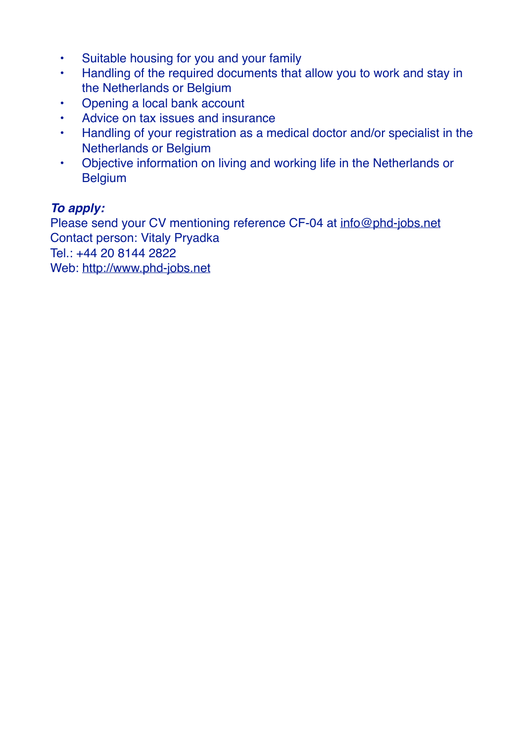- Suitable housing for you and your family
- Handling of the required documents that allow you to work and stay in the Netherlands or Belgium
- Opening a local bank account
- Advice on tax issues and insurance
- Handling of your registration as a medical doctor and/or specialist in the Netherlands or Belgium
- Objective information on living and working life in the Netherlands or Belgium

***To apply:***

Please send your CV mentioning reference CF-04 at info@phd-jobs.net
Contact person: Vitaly Pryadka
Tel.: +44 20 8144 2822
Web: http://www.phd-jobs.net